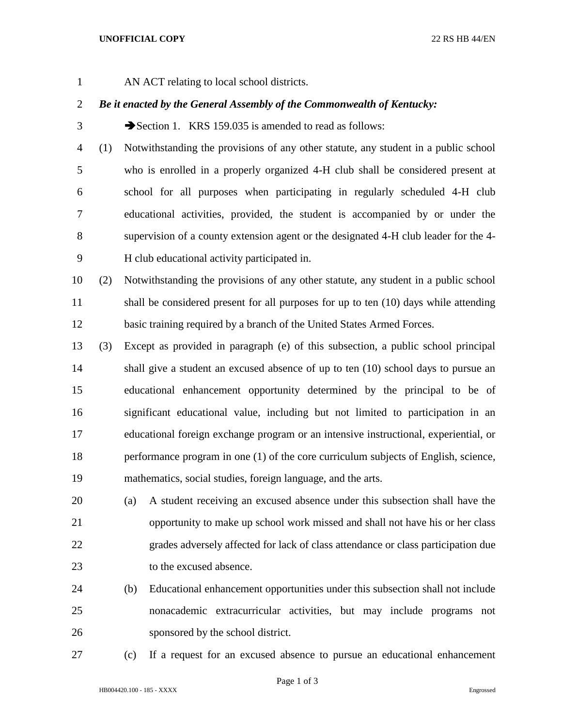AN ACT relating to local school districts.

***Be it enacted by the General Assembly of the Commonwealth of Kentucky:***

➔Section 1. KRS 159.035 is amended to read as follows:

(1) Notwithstanding the provisions of any other statute, any student in a public school who is enrolled in a properly organized 4-H club shall be considered present at school for all purposes when participating in regularly scheduled 4-H club educational activities, provided, the student is accompanied by or under the supervision of a county extension agent or the designated 4-H club leader for the 4-H club educational activity participated in.

(2) Notwithstanding the provisions of any other statute, any student in a public school shall be considered present for all purposes for up to ten (10) days while attending basic training required by a branch of the United States Armed Forces.

(3) Except as provided in paragraph (e) of this subsection, a public school principal shall give a student an excused absence of up to ten (10) school days to pursue an educational enhancement opportunity determined by the principal to be of significant educational value, including but not limited to participation in an educational foreign exchange program or an intensive instructional, experiential, or performance program in one (1) of the core curriculum subjects of English, science, mathematics, social studies, foreign language, and the arts.

(a) A student receiving an excused absence under this subsection shall have the opportunity to make up school work missed and shall not have his or her class grades adversely affected for lack of class attendance or class participation due to the excused absence.

(b) Educational enhancement opportunities under this subsection shall not include nonacademic extracurricular activities, but may include programs not sponsored by the school district.

(c) If a request for an excused absence to pursue an educational enhancement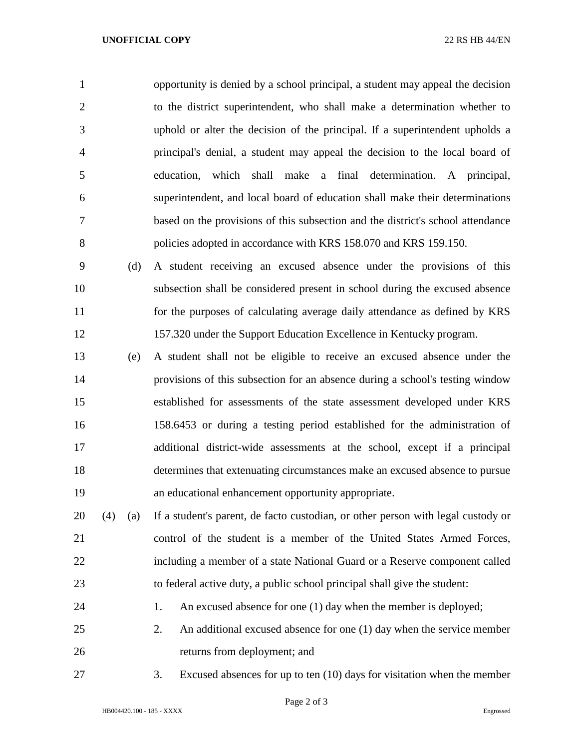opportunity is denied by a school principal, a student may appeal the decision to the district superintendent, who shall make a determination whether to uphold or alter the decision of the principal. If a superintendent upholds a principal's denial, a student may appeal the decision to the local board of education, which shall make a final determination. A principal, superintendent, and local board of education shall make their determinations based on the provisions of this subsection and the district's school attendance policies adopted in accordance with KRS 158.070 and KRS 159.150.

(d) A student receiving an excused absence under the provisions of this subsection shall be considered present in school during the excused absence for the purposes of calculating average daily attendance as defined by KRS 157.320 under the Support Education Excellence in Kentucky program.

(e) A student shall not be eligible to receive an excused absence under the provisions of this subsection for an absence during a school's testing window established for assessments of the state assessment developed under KRS 158.6453 or during a testing period established for the administration of additional district-wide assessments at the school, except if a principal determines that extenuating circumstances make an excused absence to pursue an educational enhancement opportunity appropriate.

(4) (a) If a student's parent, de facto custodian, or other person with legal custody or control of the student is a member of the United States Armed Forces, including a member of a state National Guard or a Reserve component called to federal active duty, a public school principal shall give the student:

1. An excused absence for one (1) day when the member is deployed;
2. An additional excused absence for one (1) day when the service member returns from deployment; and
3. Excused absences for up to ten (10) days for visitation when the member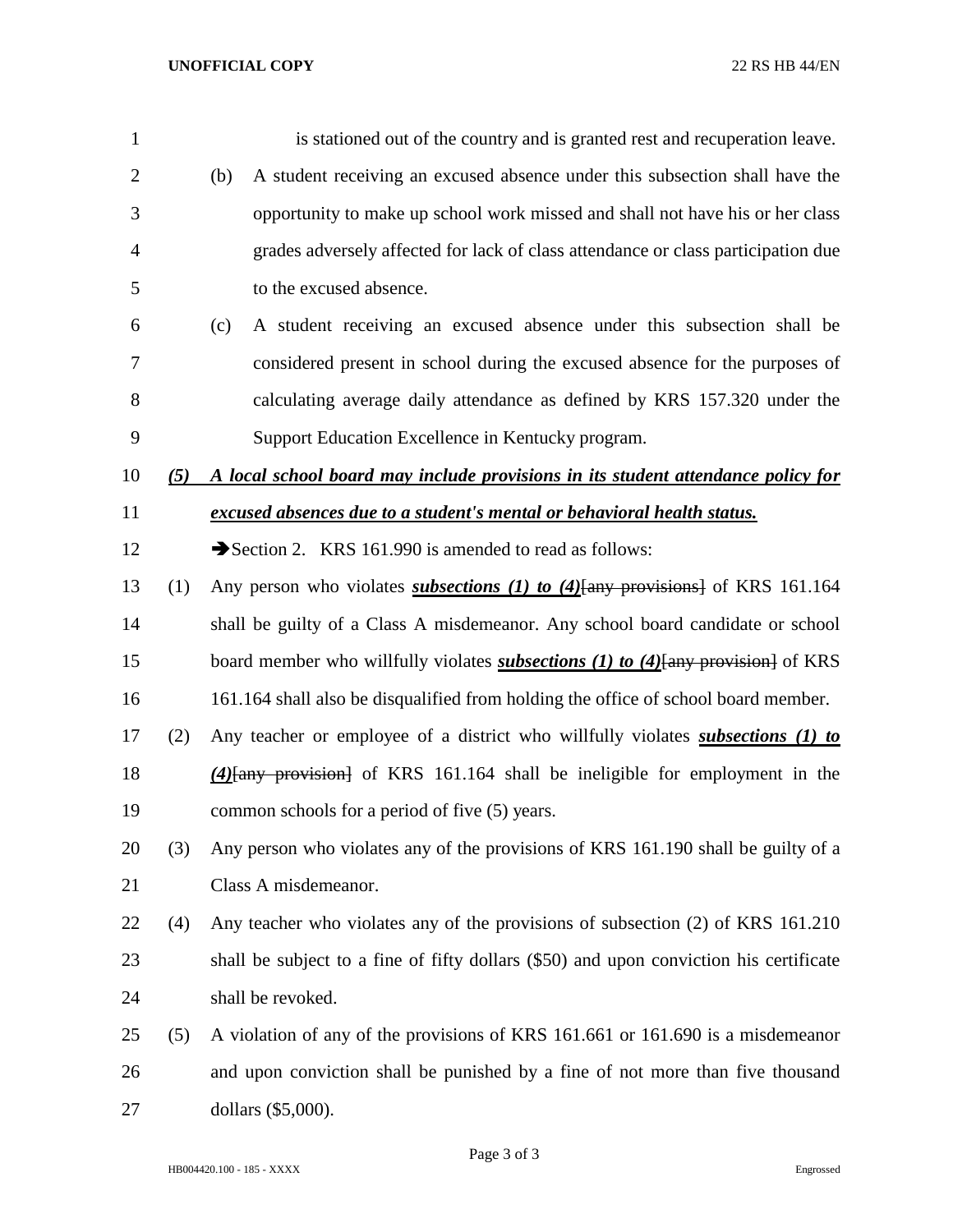is stationed out of the country and is granted rest and recuperation leave.

(b) A student receiving an excused absence under this subsection shall have the opportunity to make up school work missed and shall not have his or her class grades adversely affected for lack of class attendance or class participation due to the excused absence.

(c) A student receiving an excused absence under this subsection shall be considered present in school during the excused absence for the purposes of calculating average daily attendance as defined by KRS 157.320 under the Support Education Excellence in Kentucky program.

***(5) A local school board may include provisions in its student attendance policy for excused absences due to a student's mental or behavioral health status.***

➔Section 2. KRS 161.990 is amended to read as follows:

(1) Any person who violates ***subsections (1) to (4)***~~[any provisions]~~ of KRS 161.164 shall be guilty of a Class A misdemeanor. Any school board candidate or school board member who willfully violates ***subsections (1) to (4)***~~[any provision]~~ of KRS 161.164 shall also be disqualified from holding the office of school board member.

(2) Any teacher or employee of a district who willfully violates ***subsections (1) to (4)***~~[any provision]~~ of KRS 161.164 shall be ineligible for employment in the common schools for a period of five (5) years.

(3) Any person who violates any of the provisions of KRS 161.190 shall be guilty of a Class A misdemeanor.

(4) Any teacher who violates any of the provisions of subsection (2) of KRS 161.210 shall be subject to a fine of fifty dollars ($50) and upon conviction his certificate shall be revoked.

(5) A violation of any of the provisions of KRS 161.661 or 161.690 is a misdemeanor and upon conviction shall be punished by a fine of not more than five thousand dollars ($5,000).